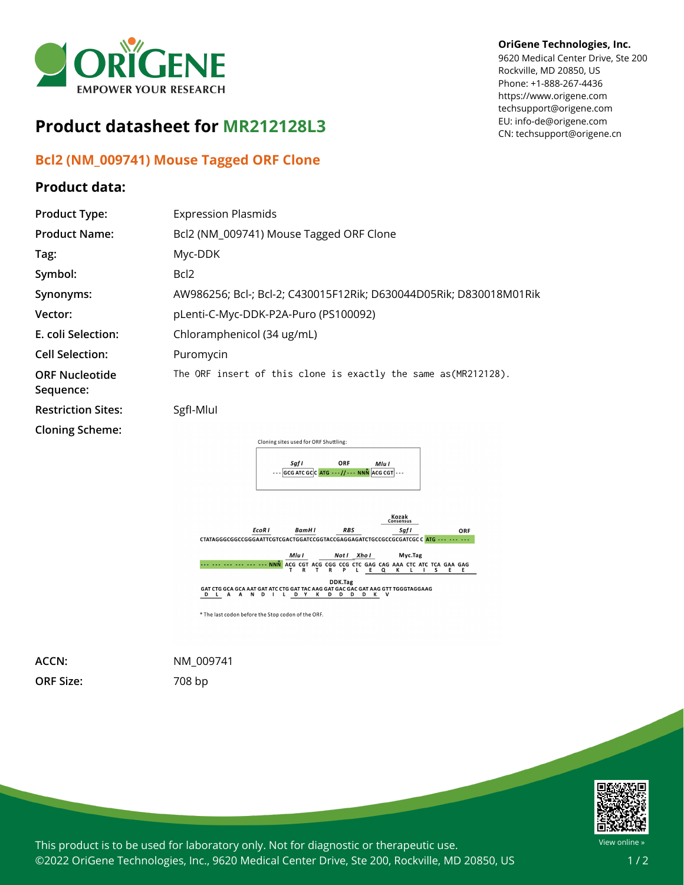**OriGene Technologies, Inc.**
9620 Medical Center Drive, Ste 200
Rockville, MD 20850, US
Phone: +1-888-267-4436
https://www.origene.com
techsupport@origene.com
EU: info-de@origene.com
CN: techsupport@origene.cn

# Product datasheet for MR212128L3

## Bcl2 (NM_009741) Mouse Tagged ORF Clone

### Product data:

| | |
|---|---|
| **Product Type:** | Expression Plasmids |
| **Product Name:** | Bcl2 (NM_009741) Mouse Tagged ORF Clone |
| **Tag:** | Myc-DDK |
| **Symbol:** | Bcl2 |
| **Synonyms:** | AW986256; Bcl-; Bcl-2; C430015F12Rik; D630044D05Rik; D830018M01Rik |
| **Vector:** | pLenti-C-Myc-DDK-P2A-Puro (PS100092) |
| **E. coli Selection:** | Chloramphenicol (34 ug/mL) |
| **Cell Selection:** | Puromycin |
| **ORF Nucleotide Sequence:** | The ORF insert of this clone is exactly the same as(MR212128). |
| **Restriction Sites:** | SgfI-MluI |
| **Cloning Scheme:** | |

Cloning sites used for ORF Shuttling:

```
      Sgf I           ORF          Mlu I
--- GCG ATC GC C ATG ---//--- NNN ACG CGT ---
```

```
                                                                    Kozak
                                                                    Consensus
                  EcoR I        BamH I        RBS                 Sgf I              ORF
CTATAGGGCGGCCGGGAATTCGTCGACTGGATCCGGTACCGAGGAGATCTGCCGCCGCGATCGC C ATG --- --- ---

                                 Mlu I       Not I  Xho I          Myc.Tag
--- --- --- --- --- --- --- NNN ACG CGT ACG CGG CCG CTC GAG CAG AAA CTC ATC TCA GAA GAG
                                 T   R   T   R   P   L   E   Q   K   L   I   S   E   E

                                                DDK.Tag
GAT CTG GCA GCA AAT GAT ATC CTG GAT TAC AAG GAT GAC GAC GAT AAG GTT TGGGTAGGAAG
 D   L   A   A   N   D   I   L   D   Y   K   D   D   D   D   K   V
```

* The last codon before the Stop codon of the ORF.

| | |
|---|---|
| **ACCN:** | NM_009741 |
| **ORF Size:** | 708 bp |

This product is to be used for laboratory only. Not for diagnostic or therapeutic use.
©2022 OriGene Technologies, Inc., 9620 Medical Center Drive, Ste 200, Rockville, MD 20850, US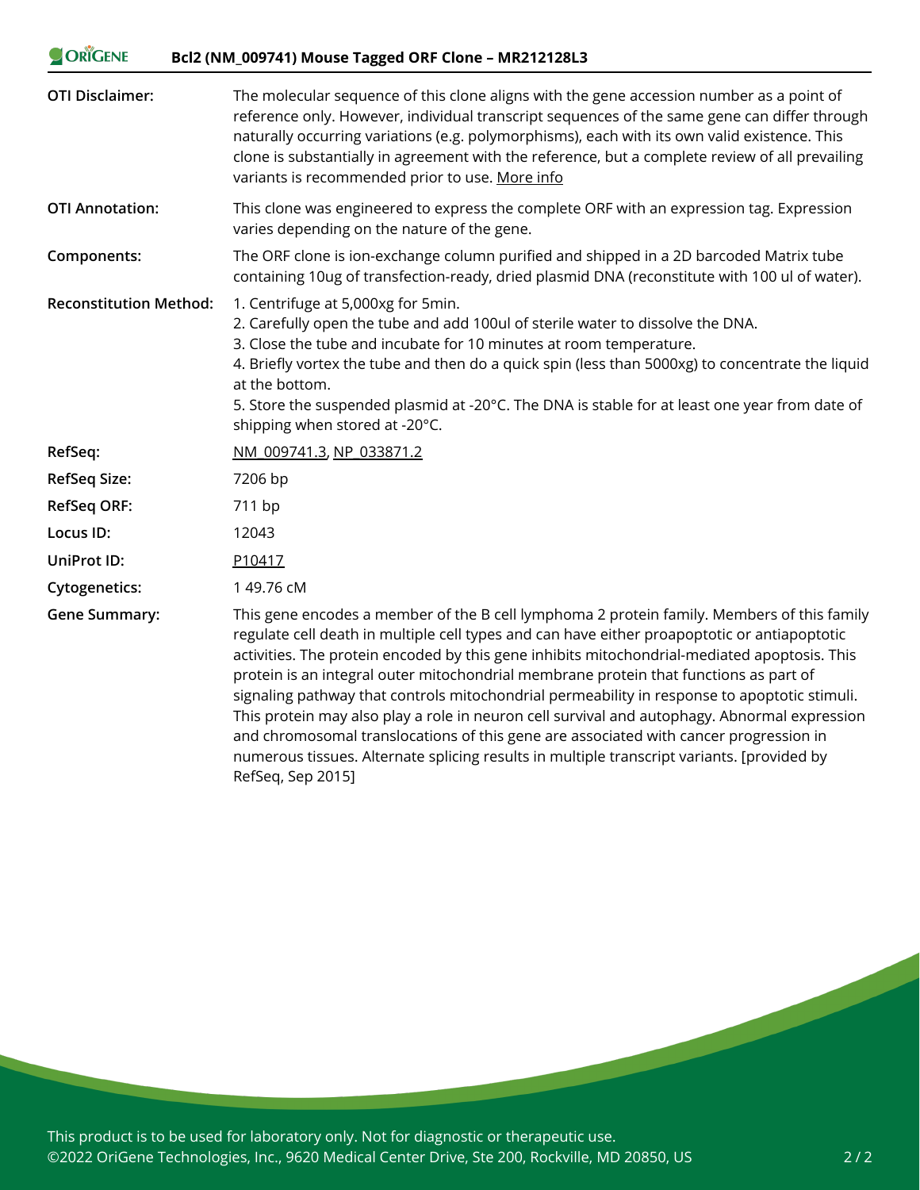| | |
|---|---|
| **OTI Disclaimer:** | The molecular sequence of this clone aligns with the gene accession number as a point of reference only. However, individual transcript sequences of the same gene can differ through naturally occurring variations (e.g. polymorphisms), each with its own valid existence. This clone is substantially in agreement with the reference, but a complete review of all prevailing variants is recommended prior to use. More info |
| **OTI Annotation:** | This clone was engineered to express the complete ORF with an expression tag. Expression varies depending on the nature of the gene. |
| **Components:** | The ORF clone is ion-exchange column purified and shipped in a 2D barcoded Matrix tube containing 10ug of transfection-ready, dried plasmid DNA (reconstitute with 100 ul of water). |
| **Reconstitution Method:** | 1. Centrifuge at 5,000xg for 5min.<br>2. Carefully open the tube and add 100ul of sterile water to dissolve the DNA.<br>3. Close the tube and incubate for 10 minutes at room temperature.<br>4. Briefly vortex the tube and then do a quick spin (less than 5000xg) to concentrate the liquid at the bottom.<br>5. Store the suspended plasmid at -20°C. The DNA is stable for at least one year from date of shipping when stored at -20°C. |
| **RefSeq:** | NM_009741.3, NP_033871.2 |
| **RefSeq Size:** | 7206 bp |
| **RefSeq ORF:** | 711 bp |
| **Locus ID:** | 12043 |
| **UniProt ID:** | P10417 |
| **Cytogenetics:** | 1 49.76 cM |
| **Gene Summary:** | This gene encodes a member of the B cell lymphoma 2 protein family. Members of this family regulate cell death in multiple cell types and can have either proapoptotic or antiapoptotic activities. The protein encoded by this gene inhibits mitochondrial-mediated apoptosis. This protein is an integral outer mitochondrial membrane protein that functions as part of signaling pathway that controls mitochondrial permeability in response to apoptotic stimuli. This protein may also play a role in neuron cell survival and autophagy. Abnormal expression and chromosomal translocations of this gene are associated with cancer progression in numerous tissues. Alternate splicing results in multiple transcript variants. [provided by RefSeq, Sep 2015] |